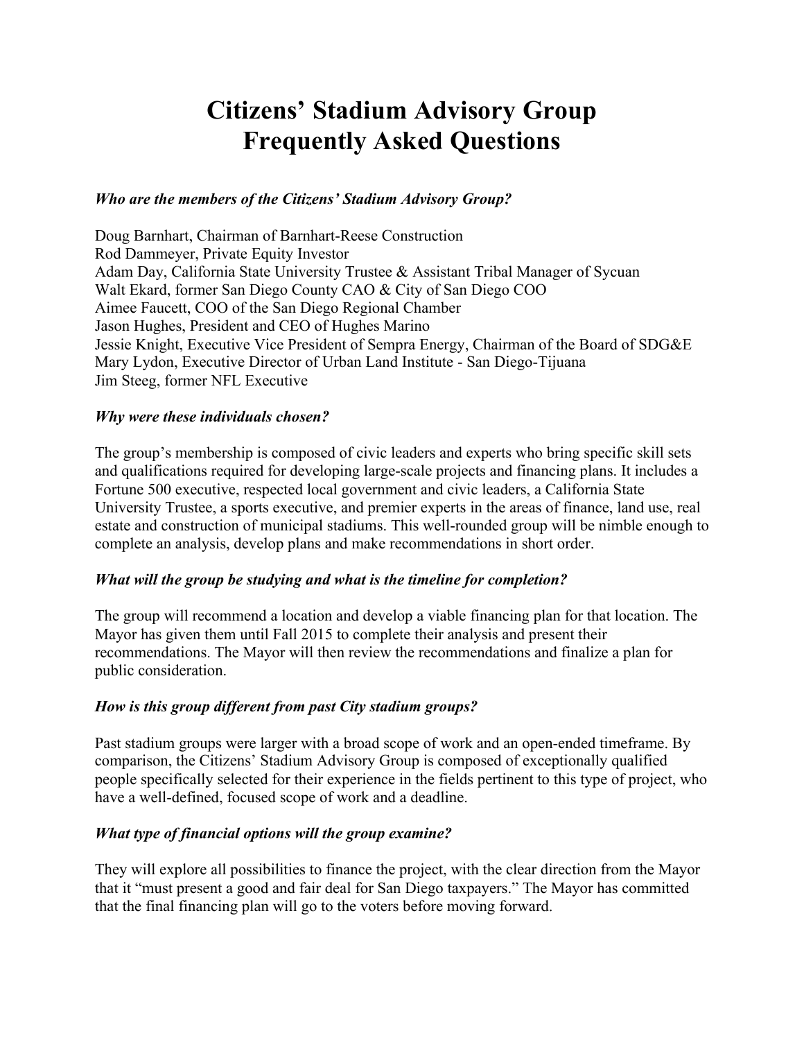# Citizens' Stadium Advisory Group
# Frequently Asked Questions

***Who are the members of the Citizens' Stadium Advisory Group?***

Doug Barnhart, Chairman of Barnhart-Reese Construction
Rod Dammeyer, Private Equity Investor
Adam Day, California State University Trustee & Assistant Tribal Manager of Sycuan
Walt Ekard, former San Diego County CAO & City of San Diego COO
Aimee Faucett, COO of the San Diego Regional Chamber
Jason Hughes, President and CEO of Hughes Marino
Jessie Knight, Executive Vice President of Sempra Energy, Chairman of the Board of SDG&E
Mary Lydon, Executive Director of Urban Land Institute - San Diego-Tijuana
Jim Steeg, former NFL Executive

***Why were these individuals chosen?***

The group's membership is composed of civic leaders and experts who bring specific skill sets and qualifications required for developing large-scale projects and financing plans. It includes a Fortune 500 executive, respected local government and civic leaders, a California State University Trustee, a sports executive, and premier experts in the areas of finance, land use, real estate and construction of municipal stadiums. This well-rounded group will be nimble enough to complete an analysis, develop plans and make recommendations in short order.

***What will the group be studying and what is the timeline for completion?***

The group will recommend a location and develop a viable financing plan for that location. The Mayor has given them until Fall 2015 to complete their analysis and present their recommendations. The Mayor will then review the recommendations and finalize a plan for public consideration.

***How is this group different from past City stadium groups?***

Past stadium groups were larger with a broad scope of work and an open-ended timeframe. By comparison, the Citizens' Stadium Advisory Group is composed of exceptionally qualified people specifically selected for their experience in the fields pertinent to this type of project, who have a well-defined, focused scope of work and a deadline.

***What type of financial options will the group examine?***

They will explore all possibilities to finance the project, with the clear direction from the Mayor that it "must present a good and fair deal for San Diego taxpayers." The Mayor has committed that the final financing plan will go to the voters before moving forward.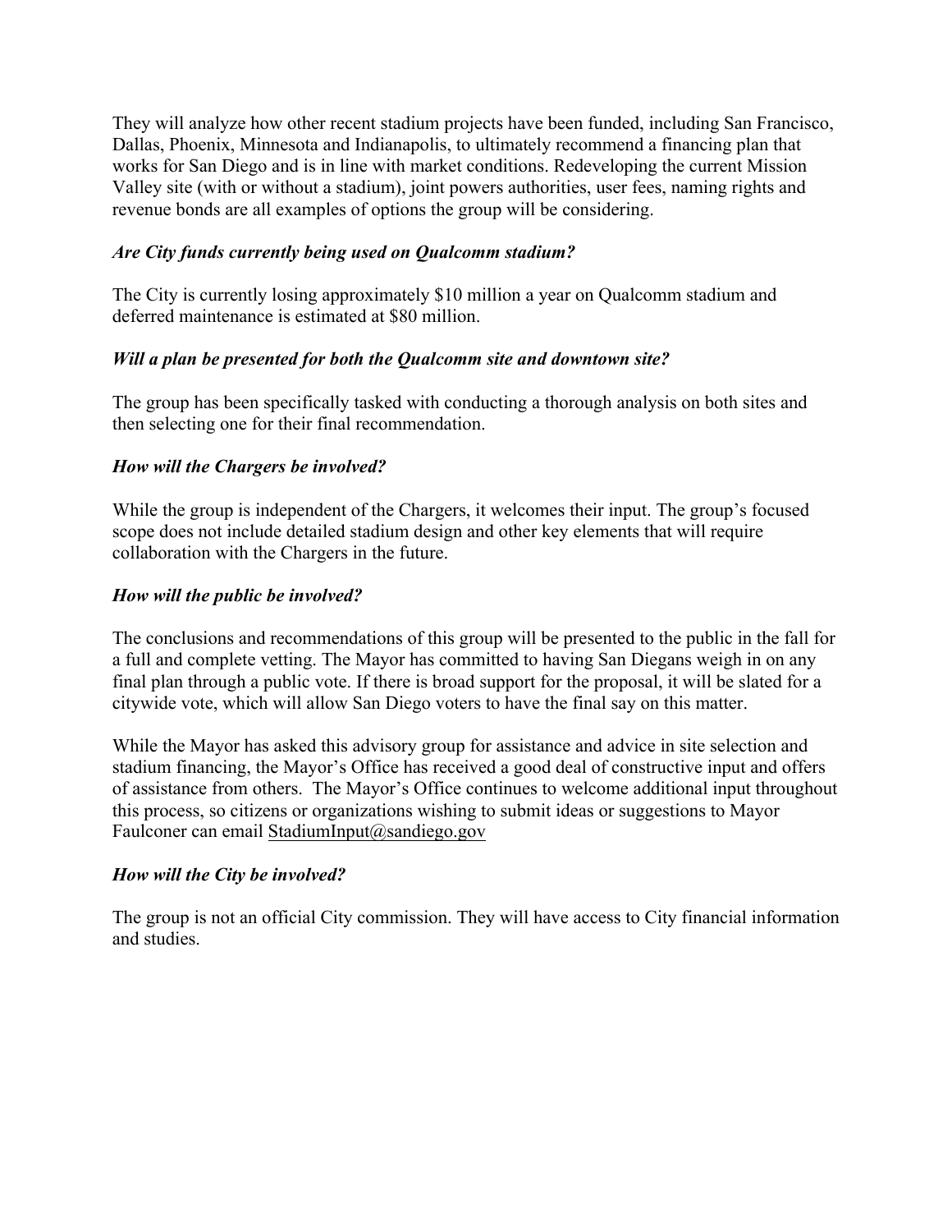They will analyze how other recent stadium projects have been funded, including San Francisco, Dallas, Phoenix, Minnesota and Indianapolis, to ultimately recommend a financing plan that works for San Diego and is in line with market conditions. Redeveloping the current Mission Valley site (with or without a stadium), joint powers authorities, user fees, naming rights and revenue bonds are all examples of options the group will be considering.

***Are City funds currently being used on Qualcomm stadium?***

The City is currently losing approximately $10 million a year on Qualcomm stadium and deferred maintenance is estimated at $80 million.

***Will a plan be presented for both the Qualcomm site and downtown site?***

The group has been specifically tasked with conducting a thorough analysis on both sites and then selecting one for their final recommendation.

***How will the Chargers be involved?***

While the group is independent of the Chargers, it welcomes their input. The group's focused scope does not include detailed stadium design and other key elements that will require collaboration with the Chargers in the future.

***How will the public be involved?***

The conclusions and recommendations of this group will be presented to the public in the fall for a full and complete vetting. The Mayor has committed to having San Diegans weigh in on any final plan through a public vote. If there is broad support for the proposal, it will be slated for a citywide vote, which will allow San Diego voters to have the final say on this matter.

While the Mayor has asked this advisory group for assistance and advice in site selection and stadium financing, the Mayor's Office has received a good deal of constructive input and offers of assistance from others. The Mayor's Office continues to welcome additional input throughout this process, so citizens or organizations wishing to submit ideas or suggestions to Mayor Faulconer can email StadiumInput@sandiego.gov

***How will the City be involved?***

The group is not an official City commission. They will have access to City financial information and studies.